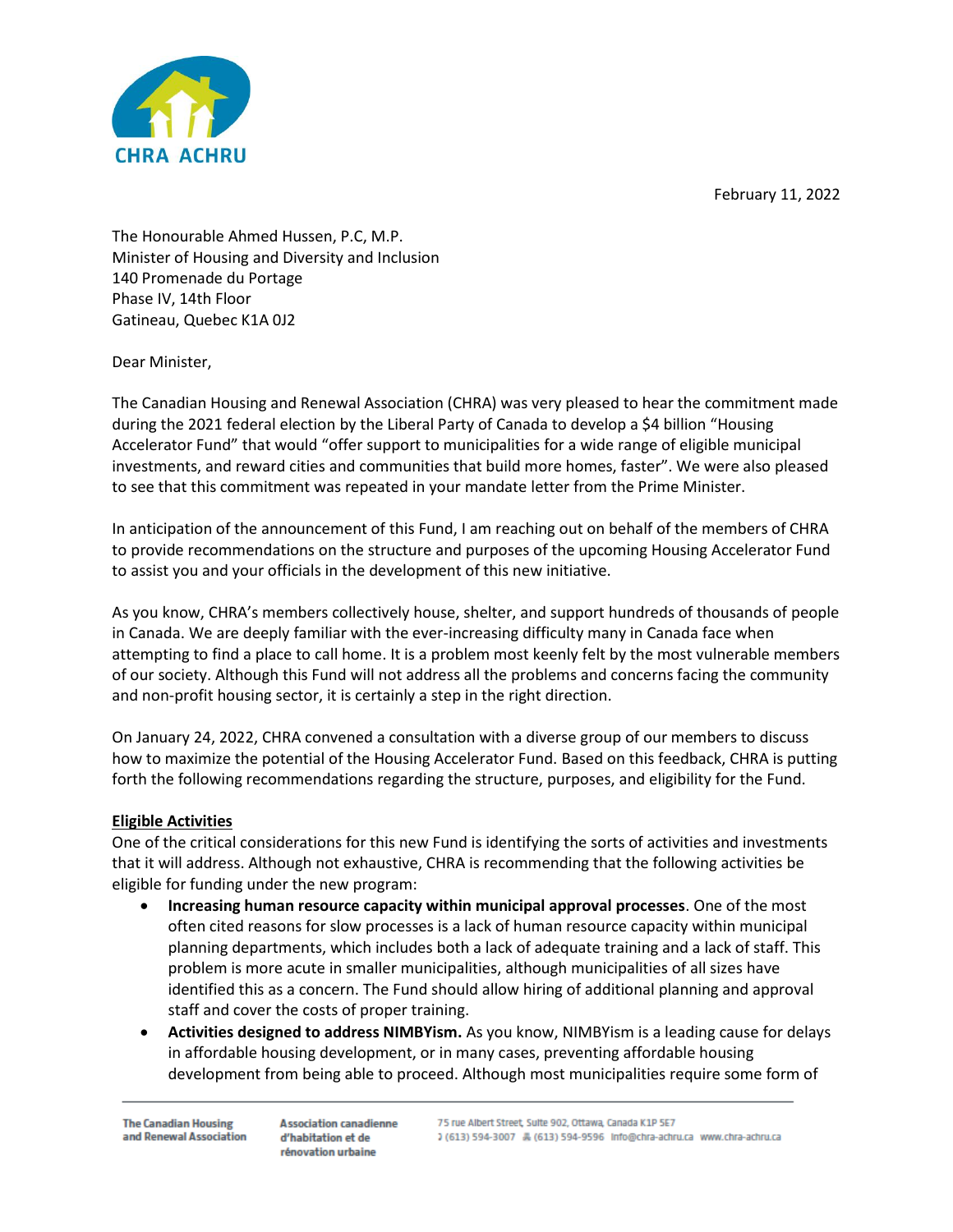CHRA ACHRU

February 11, 2022

The Honourable Ahmed Hussen, P.C, M.P.
Minister of Housing and Diversity and Inclusion
140 Promenade du Portage
Phase IV, 14th Floor
Gatineau, Quebec K1A 0J2

Dear Minister,

The Canadian Housing and Renewal Association (CHRA) was very pleased to hear the commitment made during the 2021 federal election by the Liberal Party of Canada to develop a $4 billion "Housing Accelerator Fund" that would "offer support to municipalities for a wide range of eligible municipal investments, and reward cities and communities that build more homes, faster". We were also pleased to see that this commitment was repeated in your mandate letter from the Prime Minister.

In anticipation of the announcement of this Fund, I am reaching out on behalf of the members of CHRA to provide recommendations on the structure and purposes of the upcoming Housing Accelerator Fund to assist you and your officials in the development of this new initiative.

As you know, CHRA's members collectively house, shelter, and support hundreds of thousands of people in Canada. We are deeply familiar with the ever-increasing difficulty many in Canada face when attempting to find a place to call home. It is a problem most keenly felt by the most vulnerable members of our society. Although this Fund will not address all the problems and concerns facing the community and non-profit housing sector, it is certainly a step in the right direction.

On January 24, 2022, CHRA convened a consultation with a diverse group of our members to discuss how to maximize the potential of the Housing Accelerator Fund. Based on this feedback, CHRA is putting forth the following recommendations regarding the structure, purposes, and eligibility for the Fund.

**Eligible Activities**

One of the critical considerations for this new Fund is identifying the sorts of activities and investments that it will address. Although not exhaustive, CHRA is recommending that the following activities be eligible for funding under the new program:

- **Increasing human resource capacity within municipal approval processes**. One of the most often cited reasons for slow processes is a lack of human resource capacity within municipal planning departments, which includes both a lack of adequate training and a lack of staff. This problem is more acute in smaller municipalities, although municipalities of all sizes have identified this as a concern. The Fund should allow hiring of additional planning and approval staff and cover the costs of proper training.
- **Activities designed to address NIMBYism.** As you know, NIMBYism is a leading cause for delays in affordable housing development, or in many cases, preventing affordable housing development from being able to proceed. Although most municipalities require some form of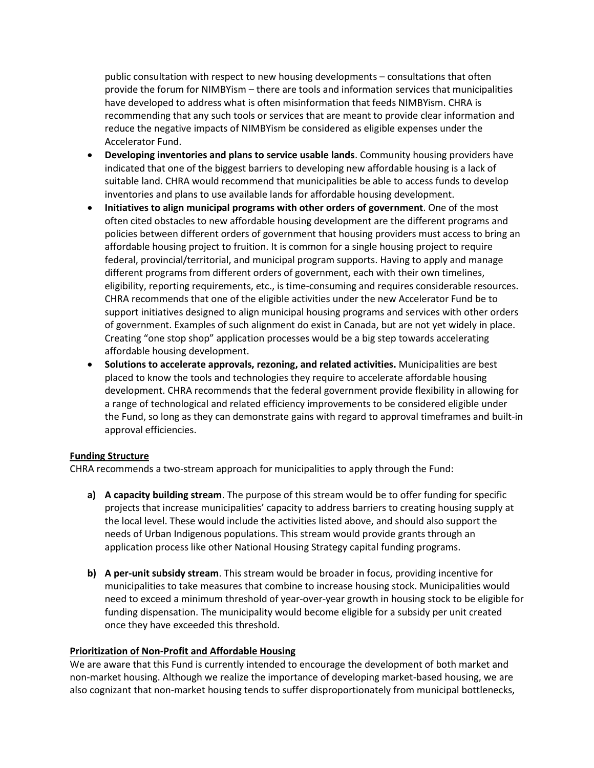public consultation with respect to new housing developments – consultations that often provide the forum for NIMBYism – there are tools and information services that municipalities have developed to address what is often misinformation that feeds NIMBYism. CHRA is recommending that any such tools or services that are meant to provide clear information and reduce the negative impacts of NIMBYism be considered as eligible expenses under the Accelerator Fund.

- **Developing inventories and plans to service usable lands**. Community housing providers have indicated that one of the biggest barriers to developing new affordable housing is a lack of suitable land. CHRA would recommend that municipalities be able to access funds to develop inventories and plans to use available lands for affordable housing development.
- **Initiatives to align municipal programs with other orders of government**. One of the most often cited obstacles to new affordable housing development are the different programs and policies between different orders of government that housing providers must access to bring an affordable housing project to fruition. It is common for a single housing project to require federal, provincial/territorial, and municipal program supports. Having to apply and manage different programs from different orders of government, each with their own timelines, eligibility, reporting requirements, etc., is time-consuming and requires considerable resources. CHRA recommends that one of the eligible activities under the new Accelerator Fund be to support initiatives designed to align municipal housing programs and services with other orders of government. Examples of such alignment do exist in Canada, but are not yet widely in place. Creating "one stop shop" application processes would be a big step towards accelerating affordable housing development.
- **Solutions to accelerate approvals, rezoning, and related activities.** Municipalities are best placed to know the tools and technologies they require to accelerate affordable housing development. CHRA recommends that the federal government provide flexibility in allowing for a range of technological and related efficiency improvements to be considered eligible under the Fund, so long as they can demonstrate gains with regard to approval timeframes and built-in approval efficiencies.

**Funding Structure**

CHRA recommends a two-stream approach for municipalities to apply through the Fund:

**a) A capacity building stream**. The purpose of this stream would be to offer funding for specific projects that increase municipalities' capacity to address barriers to creating housing supply at the local level. These would include the activities listed above, and should also support the needs of Urban Indigenous populations. This stream would provide grants through an application process like other National Housing Strategy capital funding programs.

**b) A per-unit subsidy stream**. This stream would be broader in focus, providing incentive for municipalities to take measures that combine to increase housing stock. Municipalities would need to exceed a minimum threshold of year-over-year growth in housing stock to be eligible for funding dispensation. The municipality would become eligible for a subsidy per unit created once they have exceeded this threshold.

**Prioritization of Non-Profit and Affordable Housing**

We are aware that this Fund is currently intended to encourage the development of both market and non-market housing. Although we realize the importance of developing market-based housing, we are also cognizant that non-market housing tends to suffer disproportionately from municipal bottlenecks,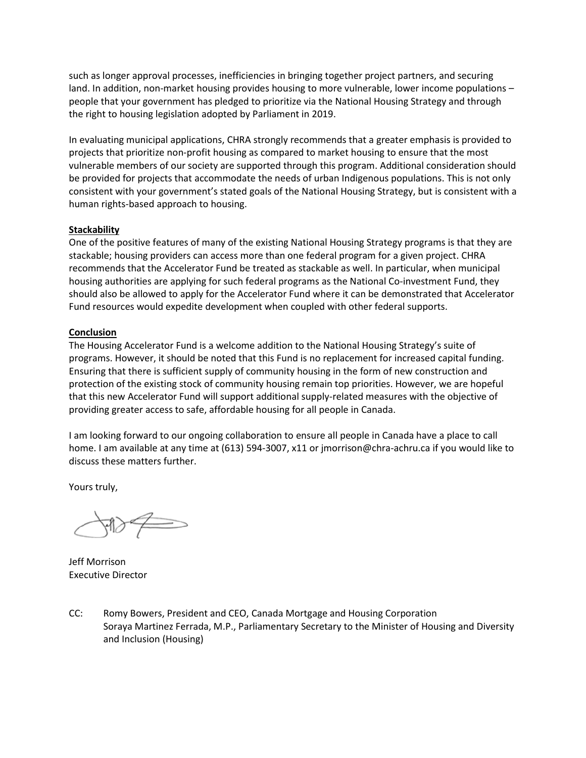such as longer approval processes, inefficiencies in bringing together project partners, and securing land. In addition, non-market housing provides housing to more vulnerable, lower income populations – people that your government has pledged to prioritize via the National Housing Strategy and through the right to housing legislation adopted by Parliament in 2019.

In evaluating municipal applications, CHRA strongly recommends that a greater emphasis is provided to projects that prioritize non-profit housing as compared to market housing to ensure that the most vulnerable members of our society are supported through this program. Additional consideration should be provided for projects that accommodate the needs of urban Indigenous populations. This is not only consistent with your government's stated goals of the National Housing Strategy, but is consistent with a human rights-based approach to housing.

**Stackability**

One of the positive features of many of the existing National Housing Strategy programs is that they are stackable; housing providers can access more than one federal program for a given project. CHRA recommends that the Accelerator Fund be treated as stackable as well. In particular, when municipal housing authorities are applying for such federal programs as the National Co-investment Fund, they should also be allowed to apply for the Accelerator Fund where it can be demonstrated that Accelerator Fund resources would expedite development when coupled with other federal supports.

**Conclusion**

The Housing Accelerator Fund is a welcome addition to the National Housing Strategy's suite of programs. However, it should be noted that this Fund is no replacement for increased capital funding. Ensuring that there is sufficient supply of community housing in the form of new construction and protection of the existing stock of community housing remain top priorities. However, we are hopeful that this new Accelerator Fund will support additional supply-related measures with the objective of providing greater access to safe, affordable housing for all people in Canada.

I am looking forward to our ongoing collaboration to ensure all people in Canada have a place to call home. I am available at any time at (613) 594-3007, x11 or jmorrison@chra-achru.ca if you would like to discuss these matters further.

Yours truly,

Jeff Morrison
Executive Director

CC: Romy Bowers, President and CEO, Canada Mortgage and Housing Corporation
Soraya Martinez Ferrada, M.P., Parliamentary Secretary to the Minister of Housing and Diversity and Inclusion (Housing)